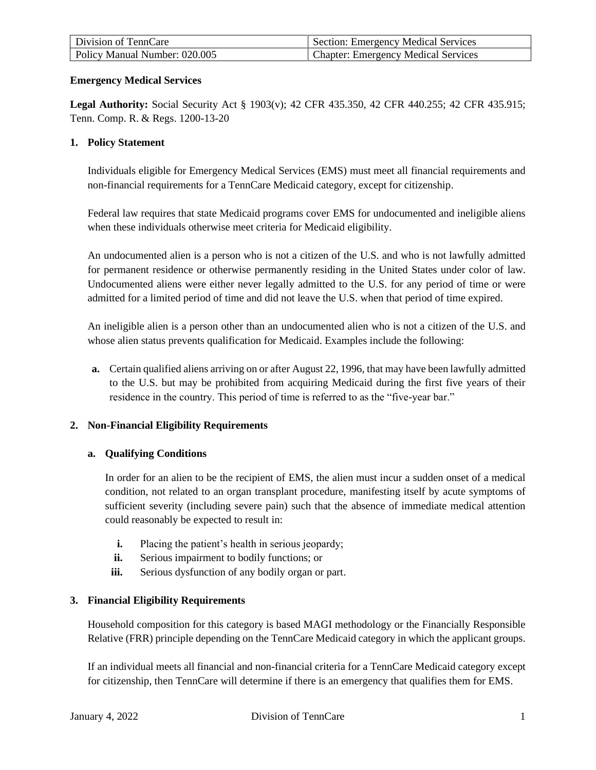| Division of TennCare | Section: Emergency Medical Services |
| --- | --- |
| Policy Manual Number: 020.005 | Chapter: Emergency Medical Services |

**Emergency Medical Services**

**Legal Authority:** Social Security Act § 1903(v); 42 CFR 435.350, 42 CFR 440.255; 42 CFR 435.915; Tenn. Comp. R. & Regs. 1200-13-20

## 1. Policy Statement

Individuals eligible for Emergency Medical Services (EMS) must meet all financial requirements and non-financial requirements for a TennCare Medicaid category, except for citizenship.

Federal law requires that state Medicaid programs cover EMS for undocumented and ineligible aliens when these individuals otherwise meet criteria for Medicaid eligibility.

An undocumented alien is a person who is not a citizen of the U.S. and who is not lawfully admitted for permanent residence or otherwise permanently residing in the United States under color of law. Undocumented aliens were either never legally admitted to the U.S. for any period of time or were admitted for a limited period of time and did not leave the U.S. when that period of time expired.

An ineligible alien is a person other than an undocumented alien who is not a citizen of the U.S. and whose alien status prevents qualification for Medicaid. Examples include the following:

**a.** Certain qualified aliens arriving on or after August 22, 1996, that may have been lawfully admitted to the U.S. but may be prohibited from acquiring Medicaid during the first five years of their residence in the country. This period of time is referred to as the "five-year bar."

## 2. Non-Financial Eligibility Requirements

### a. Qualifying Conditions

In order for an alien to be the recipient of EMS, the alien must incur a sudden onset of a medical condition, not related to an organ transplant procedure, manifesting itself by acute symptoms of sufficient severity (including severe pain) such that the absence of immediate medical attention could reasonably be expected to result in:

- **i.** Placing the patient's health in serious jeopardy;
- **ii.** Serious impairment to bodily functions; or
- **iii.** Serious dysfunction of any bodily organ or part.

## 3. Financial Eligibility Requirements

Household composition for this category is based MAGI methodology or the Financially Responsible Relative (FRR) principle depending on the TennCare Medicaid category in which the applicant groups.

If an individual meets all financial and non-financial criteria for a TennCare Medicaid category except for citizenship, then TennCare will determine if there is an emergency that qualifies them for EMS.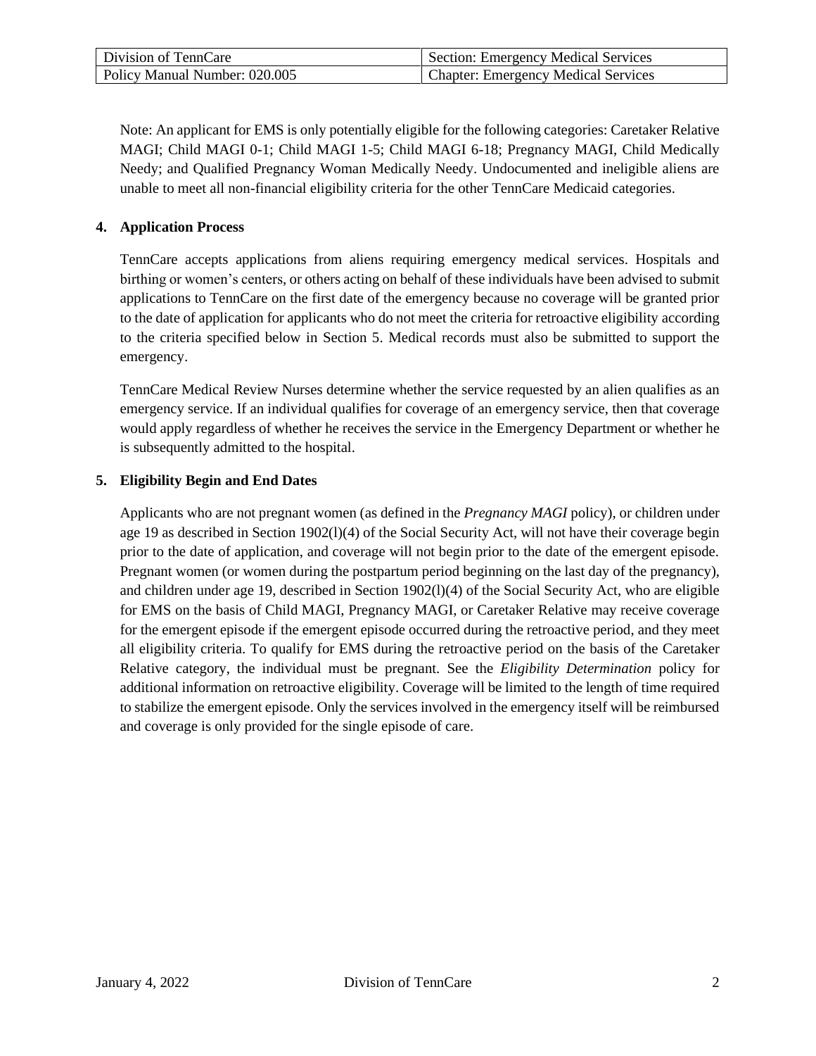Note: An applicant for EMS is only potentially eligible for the following categories: Caretaker Relative MAGI; Child MAGI 0-1; Child MAGI 1-5; Child MAGI 6-18; Pregnancy MAGI, Child Medically Needy; and Qualified Pregnancy Woman Medically Needy. Undocumented and ineligible aliens are unable to meet all non-financial eligibility criteria for the other TennCare Medicaid categories.

**4. Application Process**

TennCare accepts applications from aliens requiring emergency medical services. Hospitals and birthing or women's centers, or others acting on behalf of these individuals have been advised to submit applications to TennCare on the first date of the emergency because no coverage will be granted prior to the date of application for applicants who do not meet the criteria for retroactive eligibility according to the criteria specified below in Section 5. Medical records must also be submitted to support the emergency.

TennCare Medical Review Nurses determine whether the service requested by an alien qualifies as an emergency service. If an individual qualifies for coverage of an emergency service, then that coverage would apply regardless of whether he receives the service in the Emergency Department or whether he is subsequently admitted to the hospital.

**5. Eligibility Begin and End Dates**

Applicants who are not pregnant women (as defined in the *Pregnancy MAGI* policy), or children under age 19 as described in Section 1902(l)(4) of the Social Security Act, will not have their coverage begin prior to the date of application, and coverage will not begin prior to the date of the emergent episode. Pregnant women (or women during the postpartum period beginning on the last day of the pregnancy), and children under age 19, described in Section 1902(l)(4) of the Social Security Act, who are eligible for EMS on the basis of Child MAGI, Pregnancy MAGI, or Caretaker Relative may receive coverage for the emergent episode if the emergent episode occurred during the retroactive period, and they meet all eligibility criteria. To qualify for EMS during the retroactive period on the basis of the Caretaker Relative category, the individual must be pregnant. See the *Eligibility Determination* policy for additional information on retroactive eligibility. Coverage will be limited to the length of time required to stabilize the emergent episode. Only the services involved in the emergency itself will be reimbursed and coverage is only provided for the single episode of care.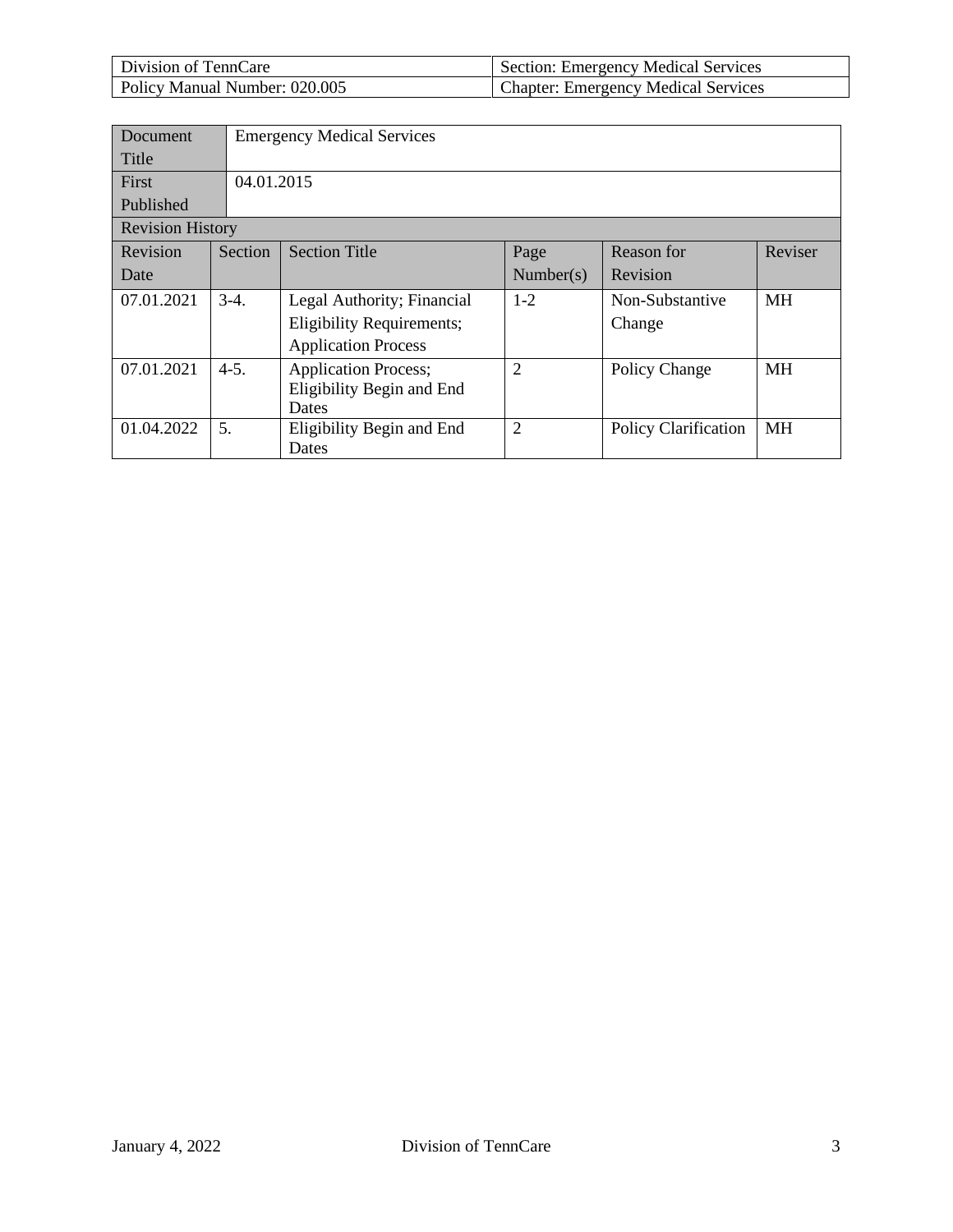| Document Title | Emergency Medical Services |
| --- | --- |
| First Published | 04.01.2015 |

Revision History

| Revision Date | Section | Section Title | Page Number(s) | Reason for Revision | Reviser |
| --- | --- | --- | --- | --- | --- |
| 07.01.2021 | 3-4. | Legal Authority; Financial Eligibility Requirements; Application Process | 1-2 | Non-Substantive Change | MH |
| 07.01.2021 | 4-5. | Application Process; Eligibility Begin and End Dates | 2 | Policy Change | MH |
| 01.04.2022 | 5. | Eligibility Begin and End Dates | 2 | Policy Clarification | MH |